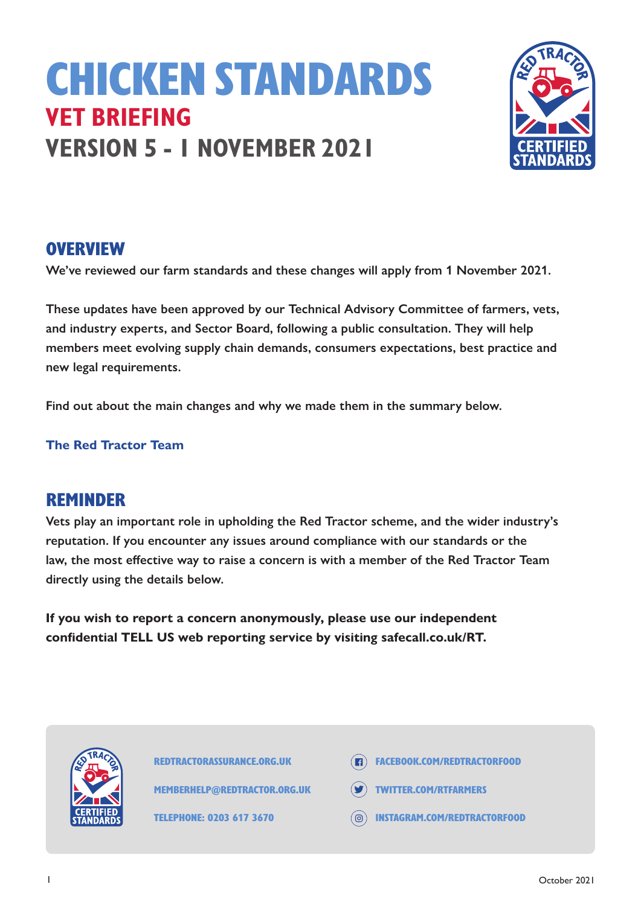# CHICKEN STANDARDS

## VET BRIEFING

## VERSION 5 - 1 NOVEMBER 2021

## OVERVIEW

**We've reviewed our farm standards and these changes will apply from 1 November 2021.**

**These updates have been approved by our Technical Advisory Committee of farmers, vets, and industry experts, and Sector Board, following a public consultation. They will help members meet evolving supply chain demands, consumers expectations, best practice and new legal requirements.**

**Find out about the main changes and why we made them in the summary below.**

**The Red Tractor Team**

## REMINDER

**Vets play an important role in upholding the Red Tractor scheme, and the wider industry's reputation. If you encounter any issues around compliance with our standards or the law, the most effective way to raise a concern is with a member of the Red Tractor Team directly using the details below.**

**If you wish to report a concern anonymously, please use our independent confidential TELL US web reporting service by visiting safecall.co.uk/RT.**

REDTRACTORASSURANCE.ORG.UK

MEMBERHELP@REDTRACTOR.ORG.UK

TELEPHONE: 0203 617 3670

FACEBOOK.COM/REDTRACTORFOOD

TWITTER.COM/RTFARMERS

INSTAGRAM.COM/REDTRACTORFOOD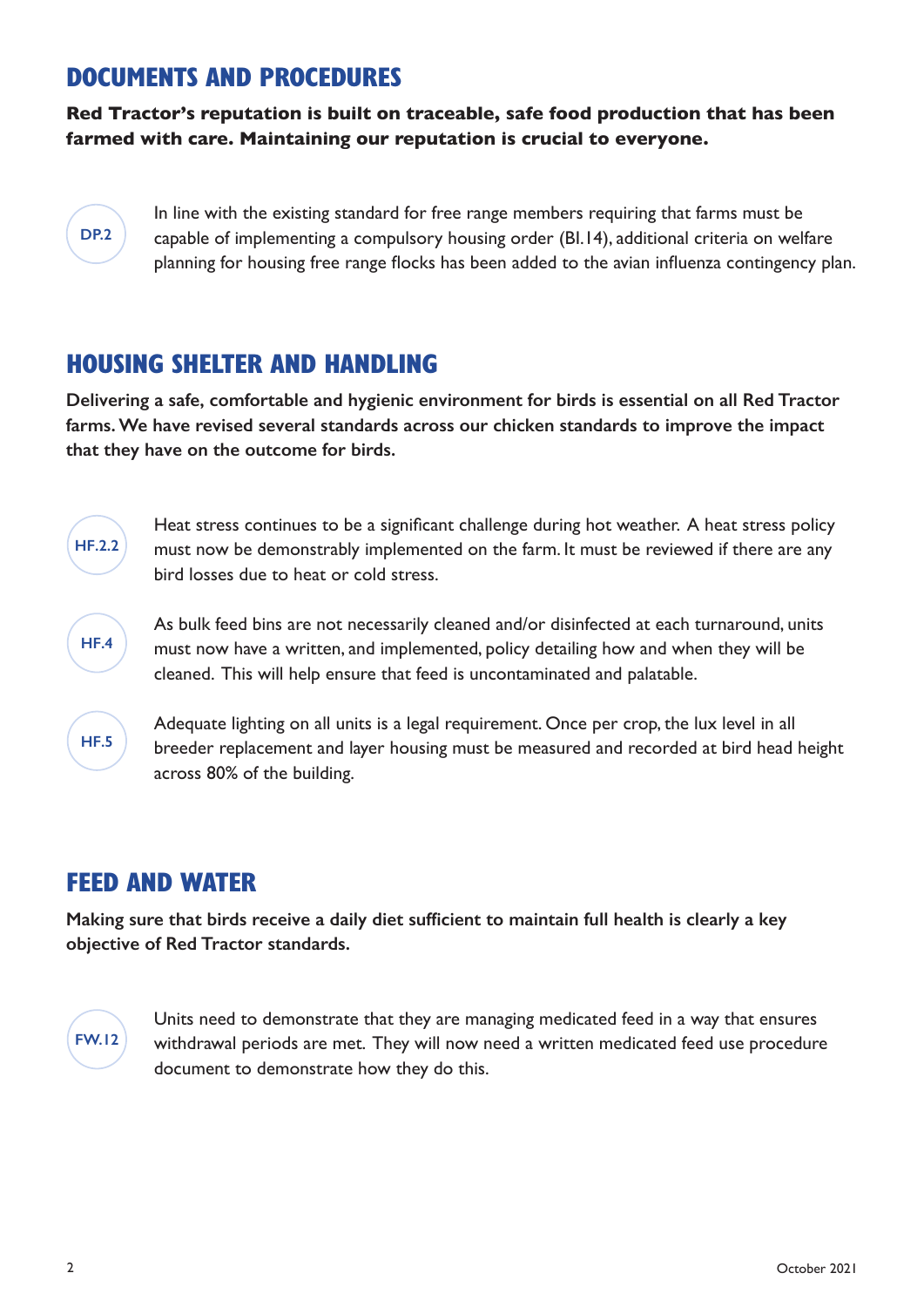## DOCUMENTS AND PROCEDURES

**Red Tractor's reputation is built on traceable, safe food production that has been farmed with care. Maintaining our reputation is crucial to everyone.**

**DP.2**

In line with the existing standard for free range members requiring that farms must be capable of implementing a compulsory housing order (BI.14), additional criteria on welfare planning for housing free range flocks has been added to the avian influenza contingency plan.

## HOUSING SHELTER AND HANDLING

**Delivering a safe, comfortable and hygienic environment for birds is essential on all Red Tractor farms. We have revised several standards across our chicken standards to improve the impact that they have on the outcome for birds.**

**HF.2.2**

Heat stress continues to be a significant challenge during hot weather. A heat stress policy must now be demonstrably implemented on the farm. It must be reviewed if there are any bird losses due to heat or cold stress.

**HF.4**

As bulk feed bins are not necessarily cleaned and/or disinfected at each turnaround, units must now have a written, and implemented, policy detailing how and when they will be cleaned. This will help ensure that feed is uncontaminated and palatable.

**HF.5**

Adequate lighting on all units is a legal requirement. Once per crop, the lux level in all breeder replacement and layer housing must be measured and recorded at bird head height across 80% of the building.

## FEED AND WATER

**Making sure that birds receive a daily diet sufficient to maintain full health is clearly a key objective of Red Tractor standards.**

**FW.12**

Units need to demonstrate that they are managing medicated feed in a way that ensures withdrawal periods are met. They will now need a written medicated feed use procedure document to demonstrate how they do this.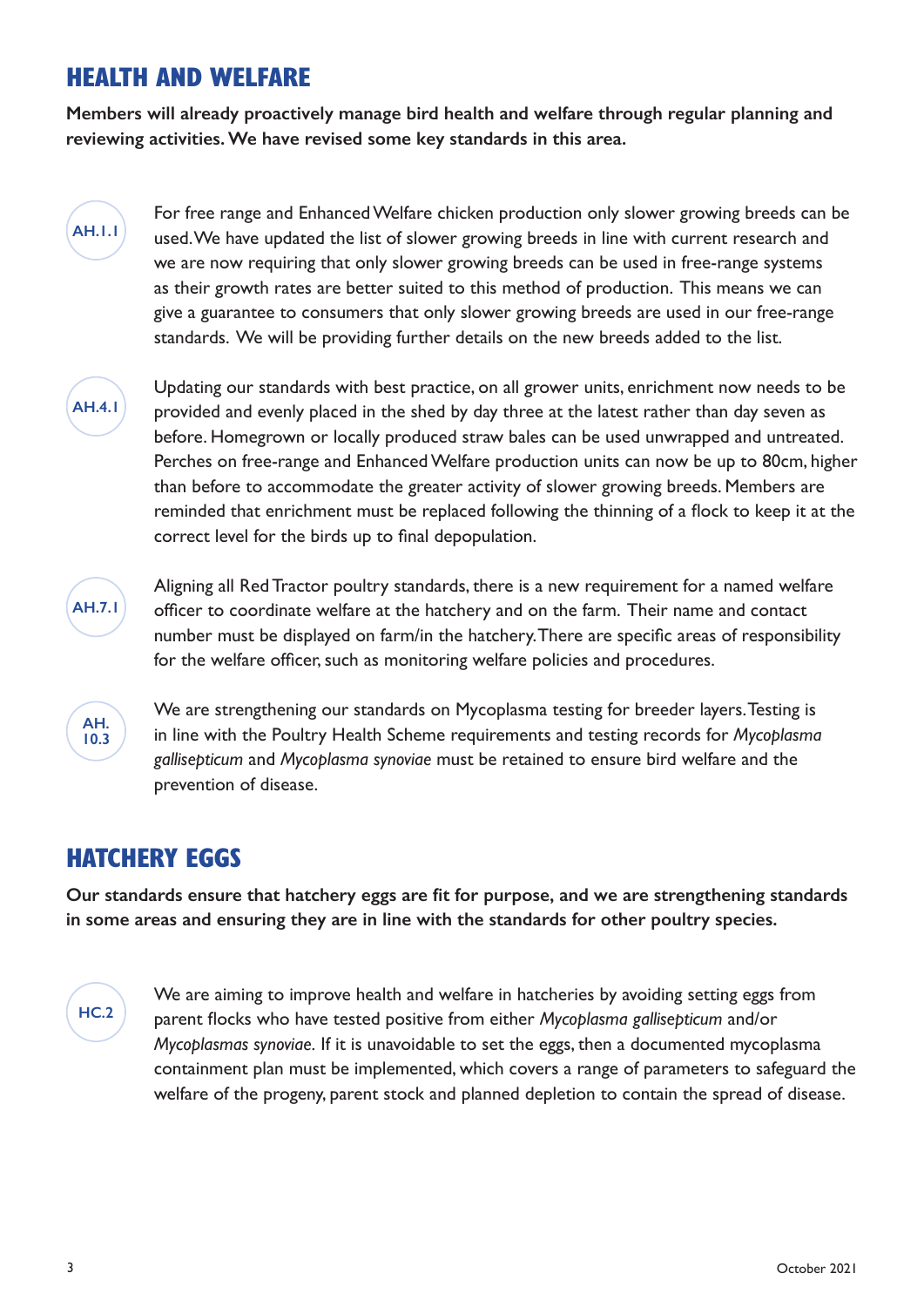## HEALTH AND WELFARE

**Members will already proactively manage bird health and welfare through regular planning and reviewing activities. We have revised some key standards in this area.**

**AH.1.1**

For free range and Enhanced Welfare chicken production only slower growing breeds can be used. We have updated the list of slower growing breeds in line with current research and we are now requiring that only slower growing breeds can be used in free-range systems as their growth rates are better suited to this method of production. This means we can give a guarantee to consumers that only slower growing breeds are used in our free-range standards. We will be providing further details on the new breeds added to the list.

**AH.4.1**

Updating our standards with best practice, on all grower units, enrichment now needs to be provided and evenly placed in the shed by day three at the latest rather than day seven as before. Homegrown or locally produced straw bales can be used unwrapped and untreated. Perches on free-range and Enhanced Welfare production units can now be up to 80cm, higher than before to accommodate the greater activity of slower growing breeds. Members are reminded that enrichment must be replaced following the thinning of a flock to keep it at the correct level for the birds up to final depopulation.

**AH.7.1**

Aligning all Red Tractor poultry standards, there is a new requirement for a named welfare officer to coordinate welfare at the hatchery and on the farm. Their name and contact number must be displayed on farm/in the hatchery. There are specific areas of responsibility for the welfare officer, such as monitoring welfare policies and procedures.

**AH. 10.3**

We are strengthening our standards on Mycoplasma testing for breeder layers. Testing is in line with the Poultry Health Scheme requirements and testing records for *Mycoplasma gallisepticum* and *Mycoplasma synoviae* must be retained to ensure bird welfare and the prevention of disease.

## HATCHERY EGGS

**Our standards ensure that hatchery eggs are fit for purpose, and we are strengthening standards in some areas and ensuring they are in line with the standards for other poultry species.**

**HC.2**

We are aiming to improve health and welfare in hatcheries by avoiding setting eggs from parent flocks who have tested positive from either *Mycoplasma gallisepticum* and/or *Mycoplasmas synoviae*. If it is unavoidable to set the eggs, then a documented mycoplasma containment plan must be implemented, which covers a range of parameters to safeguard the welfare of the progeny, parent stock and planned depletion to contain the spread of disease.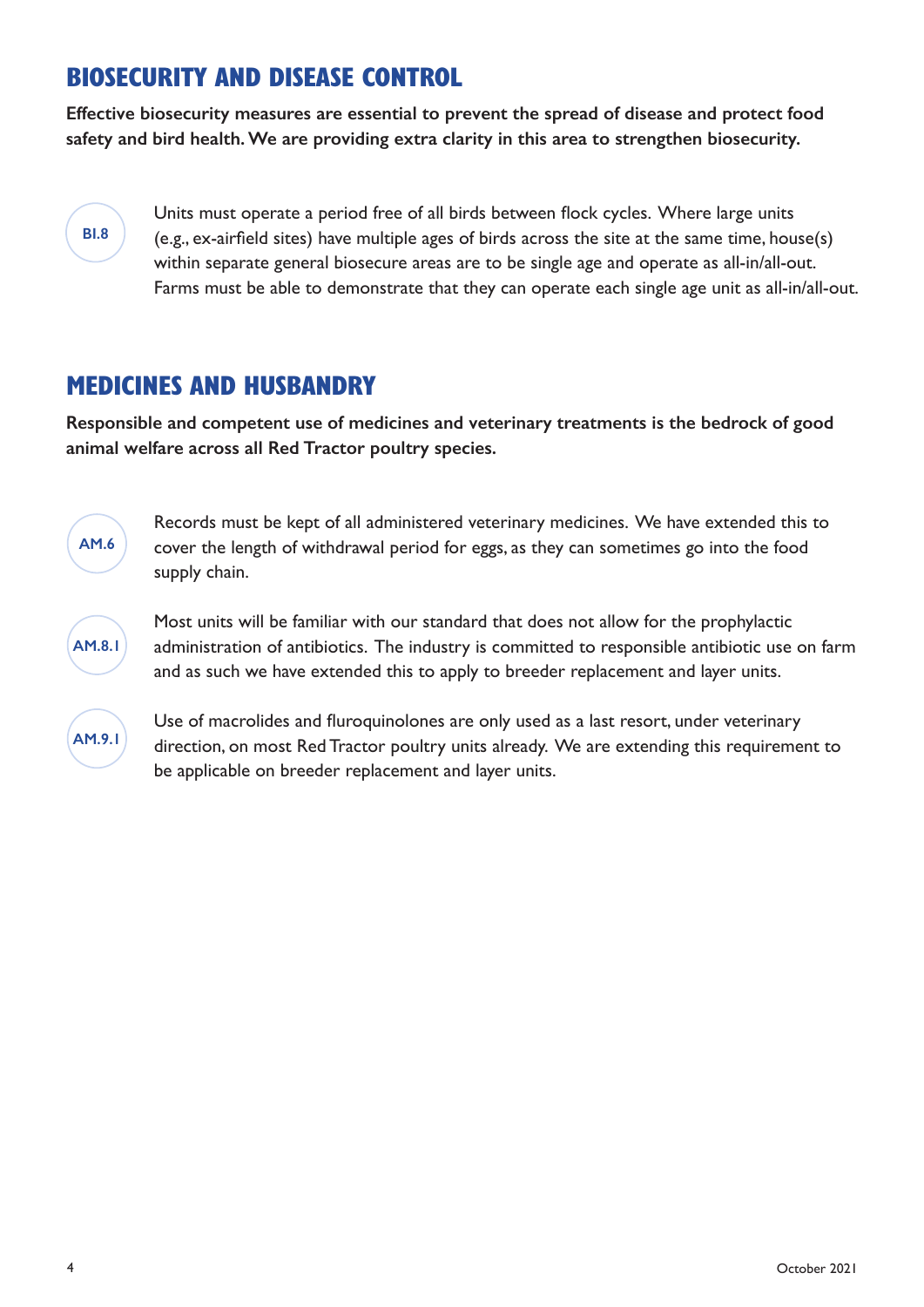## BIOSECURITY AND DISEASE CONTROL

**Effective biosecurity measures are essential to prevent the spread of disease and protect food safety and bird health. We are providing extra clarity in this area to strengthen biosecurity.**

**BI.8** Units must operate a period free of all birds between flock cycles. Where large units (e.g., ex-airfield sites) have multiple ages of birds across the site at the same time, house(s) within separate general biosecure areas are to be single age and operate as all-in/all-out. Farms must be able to demonstrate that they can operate each single age unit as all-in/all-out.

## MEDICINES AND HUSBANDRY

**Responsible and competent use of medicines and veterinary treatments is the bedrock of good animal welfare across all Red Tractor poultry species.**

**AM.6** Records must be kept of all administered veterinary medicines. We have extended this to cover the length of withdrawal period for eggs, as they can sometimes go into the food supply chain.

**AM.8.1** Most units will be familiar with our standard that does not allow for the prophylactic administration of antibiotics. The industry is committed to responsible antibiotic use on farm and as such we have extended this to apply to breeder replacement and layer units.

**AM.9.1** Use of macrolides and fluroquinolones are only used as a last resort, under veterinary direction, on most Red Tractor poultry units already. We are extending this requirement to be applicable on breeder replacement and layer units.

October 2021